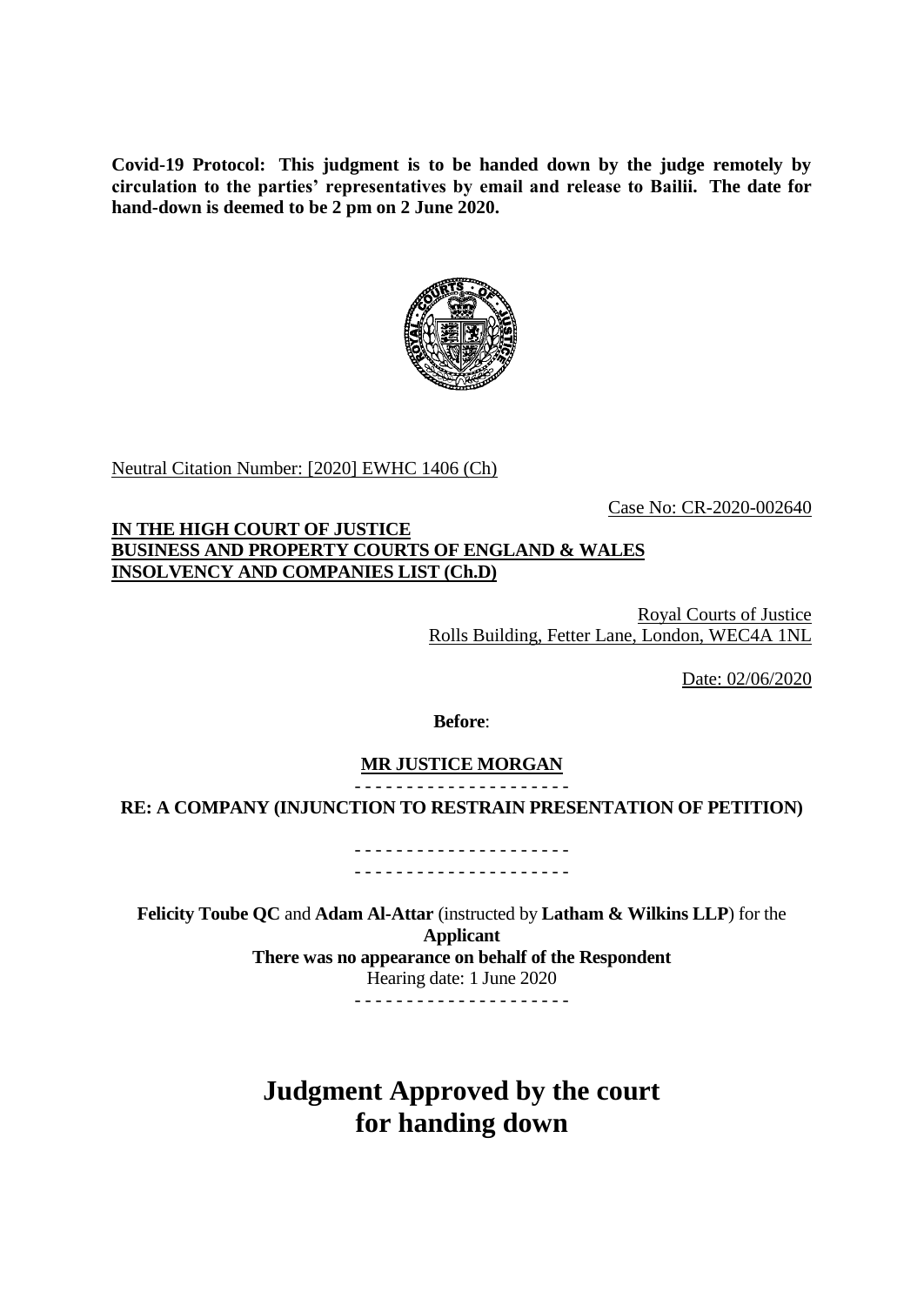**Covid-19 Protocol: This judgment is to be handed down by the judge remotely by circulation to the parties' representatives by email and release to Bailii. The date for hand-down is deemed to be 2 pm on 2 June 2020.**

Neutral Citation Number: [2020] EWHC 1406 (Ch)

Case No: CR-2020-002640

**IN THE HIGH COURT OF JUSTICE**
**BUSINESS AND PROPERTY COURTS OF ENGLAND & WALES**
**INSOLVENCY AND COMPANIES LIST (Ch.D)**

Royal Courts of Justice
Rolls Building, Fetter Lane, London, WEC4A 1NL

Date: 02/06/2020

**Before**:

**MR JUSTICE MORGAN**

- - - - - - - - - - - - - - - - - - - - -

**RE: A COMPANY (INJUNCTION TO RESTRAIN PRESENTATION OF PETITION)**

- - - - - - - - - - - - - - - - - - - - -
- - - - - - - - - - - - - - - - - - - - -

**Felicity Toube QC** and **Adam Al-Attar** (instructed by **Latham & Wilkins LLP**) for the **Applicant**
**There was no appearance on behalf of the Respondent**
Hearing date: 1 June 2020

- - - - - - - - - - - - - - - - - - - - -

# Judgment Approved by the court for handing down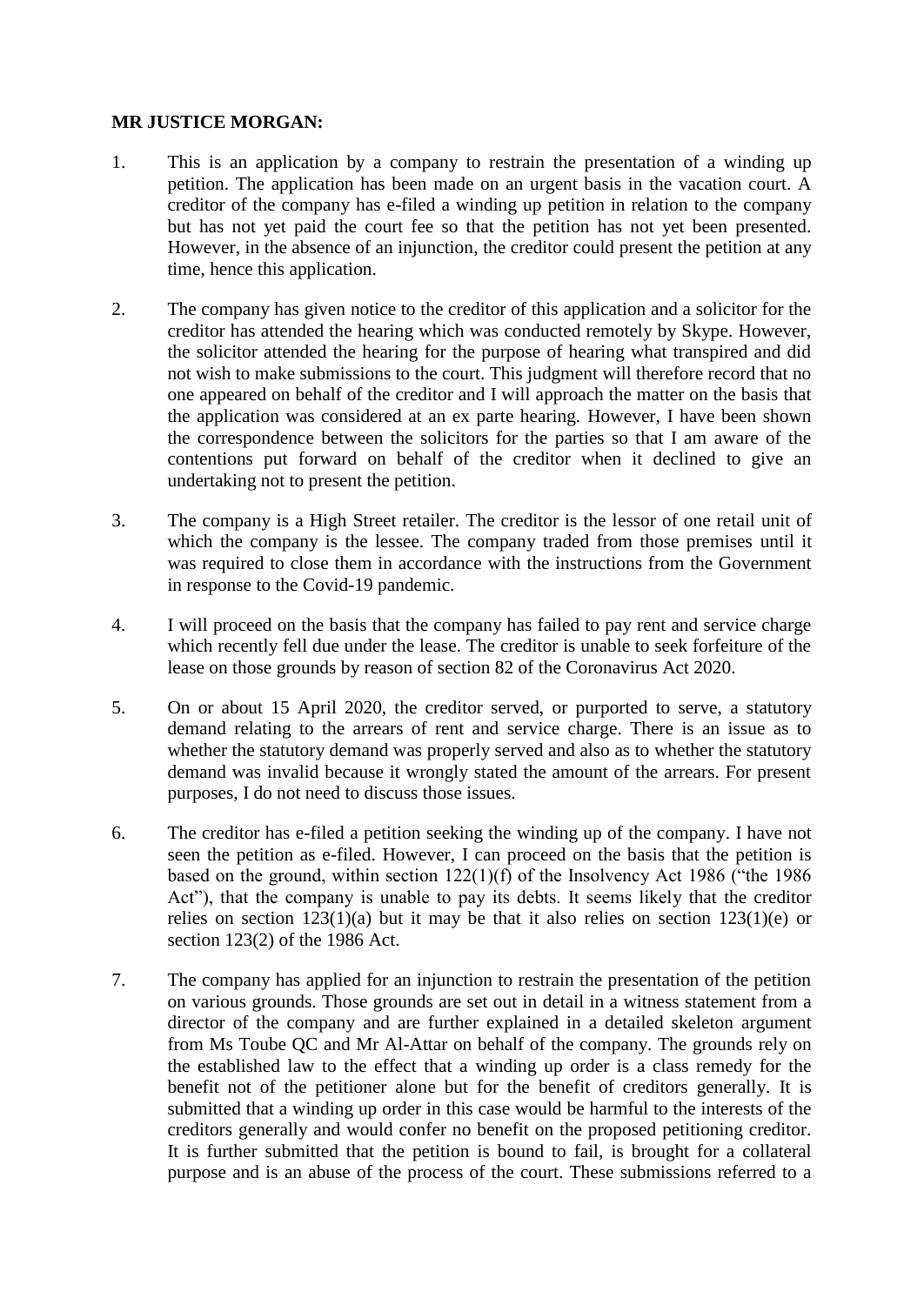**MR JUSTICE MORGAN:**

1. This is an application by a company to restrain the presentation of a winding up petition. The application has been made on an urgent basis in the vacation court. A creditor of the company has e-filed a winding up petition in relation to the company but has not yet paid the court fee so that the petition has not yet been presented. However, in the absence of an injunction, the creditor could present the petition at any time, hence this application.

2. The company has given notice to the creditor of this application and a solicitor for the creditor has attended the hearing which was conducted remotely by Skype. However, the solicitor attended the hearing for the purpose of hearing what transpired and did not wish to make submissions to the court. This judgment will therefore record that no one appeared on behalf of the creditor and I will approach the matter on the basis that the application was considered at an ex parte hearing. However, I have been shown the correspondence between the solicitors for the parties so that I am aware of the contentions put forward on behalf of the creditor when it declined to give an undertaking not to present the petition.

3. The company is a High Street retailer. The creditor is the lessor of one retail unit of which the company is the lessee. The company traded from those premises until it was required to close them in accordance with the instructions from the Government in response to the Covid-19 pandemic.

4. I will proceed on the basis that the company has failed to pay rent and service charge which recently fell due under the lease. The creditor is unable to seek forfeiture of the lease on those grounds by reason of section 82 of the Coronavirus Act 2020.

5. On or about 15 April 2020, the creditor served, or purported to serve, a statutory demand relating to the arrears of rent and service charge. There is an issue as to whether the statutory demand was properly served and also as to whether the statutory demand was invalid because it wrongly stated the amount of the arrears. For present purposes, I do not need to discuss those issues.

6. The creditor has e-filed a petition seeking the winding up of the company. I have not seen the petition as e-filed. However, I can proceed on the basis that the petition is based on the ground, within section 122(1)(f) of the Insolvency Act 1986 ("the 1986 Act"), that the company is unable to pay its debts. It seems likely that the creditor relies on section 123(1)(a) but it may be that it also relies on section 123(1)(e) or section 123(2) of the 1986 Act.

7. The company has applied for an injunction to restrain the presentation of the petition on various grounds. Those grounds are set out in detail in a witness statement from a director of the company and are further explained in a detailed skeleton argument from Ms Toube QC and Mr Al-Attar on behalf of the company. The grounds rely on the established law to the effect that a winding up order is a class remedy for the benefit not of the petitioner alone but for the benefit of creditors generally. It is submitted that a winding up order in this case would be harmful to the interests of the creditors generally and would confer no benefit on the proposed petitioning creditor. It is further submitted that the petition is bound to fail, is brought for a collateral purpose and is an abuse of the process of the court. These submissions referred to a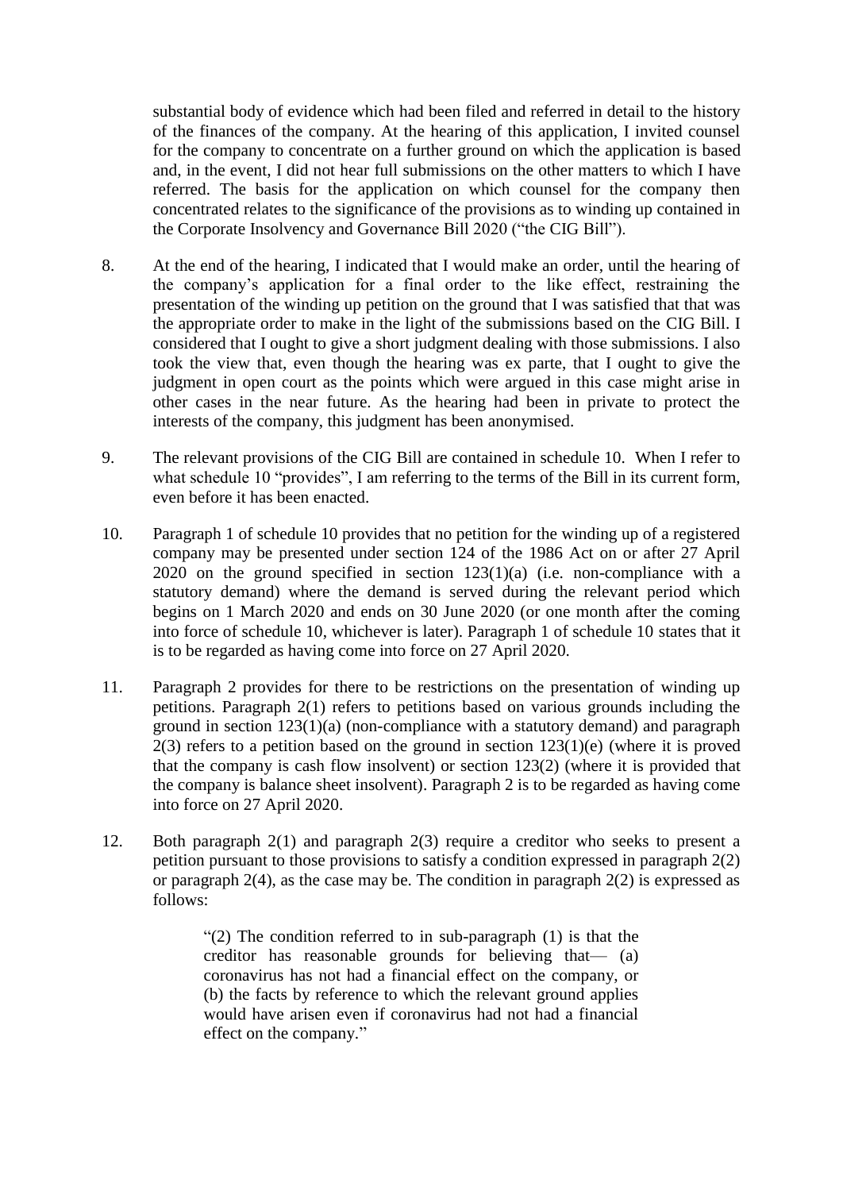substantial body of evidence which had been filed and referred in detail to the history of the finances of the company. At the hearing of this application, I invited counsel for the company to concentrate on a further ground on which the application is based and, in the event, I did not hear full submissions on the other matters to which I have referred. The basis for the application on which counsel for the company then concentrated relates to the significance of the provisions as to winding up contained in the Corporate Insolvency and Governance Bill 2020 ("the CIG Bill").

8. At the end of the hearing, I indicated that I would make an order, until the hearing of the company's application for a final order to the like effect, restraining the presentation of the winding up petition on the ground that I was satisfied that that was the appropriate order to make in the light of the submissions based on the CIG Bill. I considered that I ought to give a short judgment dealing with those submissions. I also took the view that, even though the hearing was ex parte, that I ought to give the judgment in open court as the points which were argued in this case might arise in other cases in the near future. As the hearing had been in private to protect the interests of the company, this judgment has been anonymised.

9. The relevant provisions of the CIG Bill are contained in schedule 10. When I refer to what schedule 10 "provides", I am referring to the terms of the Bill in its current form, even before it has been enacted.

10. Paragraph 1 of schedule 10 provides that no petition for the winding up of a registered company may be presented under section 124 of the 1986 Act on or after 27 April 2020 on the ground specified in section 123(1)(a) (i.e. non-compliance with a statutory demand) where the demand is served during the relevant period which begins on 1 March 2020 and ends on 30 June 2020 (or one month after the coming into force of schedule 10, whichever is later). Paragraph 1 of schedule 10 states that it is to be regarded as having come into force on 27 April 2020.

11. Paragraph 2 provides for there to be restrictions on the presentation of winding up petitions. Paragraph 2(1) refers to petitions based on various grounds including the ground in section 123(1)(a) (non-compliance with a statutory demand) and paragraph 2(3) refers to a petition based on the ground in section 123(1)(e) (where it is proved that the company is cash flow insolvent) or section 123(2) (where it is provided that the company is balance sheet insolvent). Paragraph 2 is to be regarded as having come into force on 27 April 2020.

12. Both paragraph 2(1) and paragraph 2(3) require a creditor who seeks to present a petition pursuant to those provisions to satisfy a condition expressed in paragraph 2(2) or paragraph 2(4), as the case may be. The condition in paragraph 2(2) is expressed as follows:

> "(2) The condition referred to in sub-paragraph (1) is that the creditor has reasonable grounds for believing that— (a) coronavirus has not had a financial effect on the company, or (b) the facts by reference to which the relevant ground applies would have arisen even if coronavirus had not had a financial effect on the company."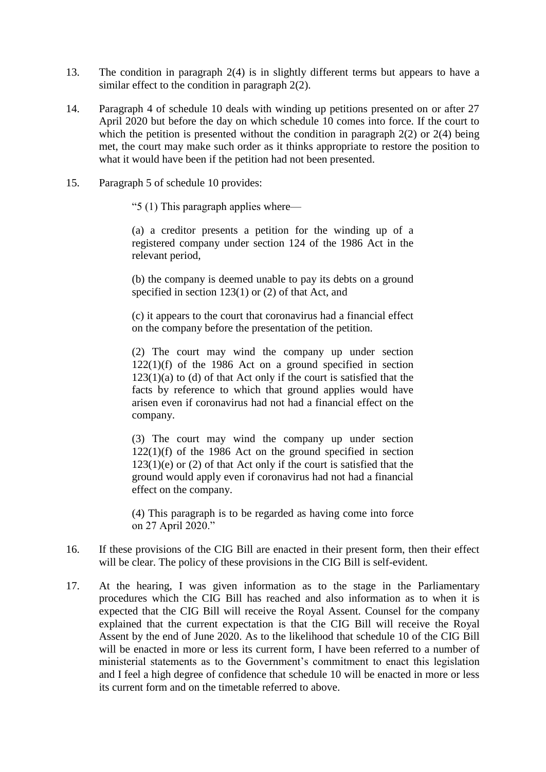13. The condition in paragraph 2(4) is in slightly different terms but appears to have a similar effect to the condition in paragraph 2(2).

14. Paragraph 4 of schedule 10 deals with winding up petitions presented on or after 27 April 2020 but before the day on which schedule 10 comes into force. If the court to which the petition is presented without the condition in paragraph 2(2) or 2(4) being met, the court may make such order as it thinks appropriate to restore the position to what it would have been if the petition had not been presented.

15. Paragraph 5 of schedule 10 provides:

> "5 (1) This paragraph applies where—
>
> (a) a creditor presents a petition for the winding up of a registered company under section 124 of the 1986 Act in the relevant period,
>
> (b) the company is deemed unable to pay its debts on a ground specified in section 123(1) or (2) of that Act, and
>
> (c) it appears to the court that coronavirus had a financial effect on the company before the presentation of the petition.
>
> (2) The court may wind the company up under section 122(1)(f) of the 1986 Act on a ground specified in section 123(1)(a) to (d) of that Act only if the court is satisfied that the facts by reference to which that ground applies would have arisen even if coronavirus had not had a financial effect on the company.
>
> (3) The court may wind the company up under section 122(1)(f) of the 1986 Act on the ground specified in section 123(1)(e) or (2) of that Act only if the court is satisfied that the ground would apply even if coronavirus had not had a financial effect on the company.
>
> (4) This paragraph is to be regarded as having come into force on 27 April 2020."

16. If these provisions of the CIG Bill are enacted in their present form, then their effect will be clear. The policy of these provisions in the CIG Bill is self-evident.

17. At the hearing, I was given information as to the stage in the Parliamentary procedures which the CIG Bill has reached and also information as to when it is expected that the CIG Bill will receive the Royal Assent. Counsel for the company explained that the current expectation is that the CIG Bill will receive the Royal Assent by the end of June 2020. As to the likelihood that schedule 10 of the CIG Bill will be enacted in more or less its current form, I have been referred to a number of ministerial statements as to the Government's commitment to enact this legislation and I feel a high degree of confidence that schedule 10 will be enacted in more or less its current form and on the timetable referred to above.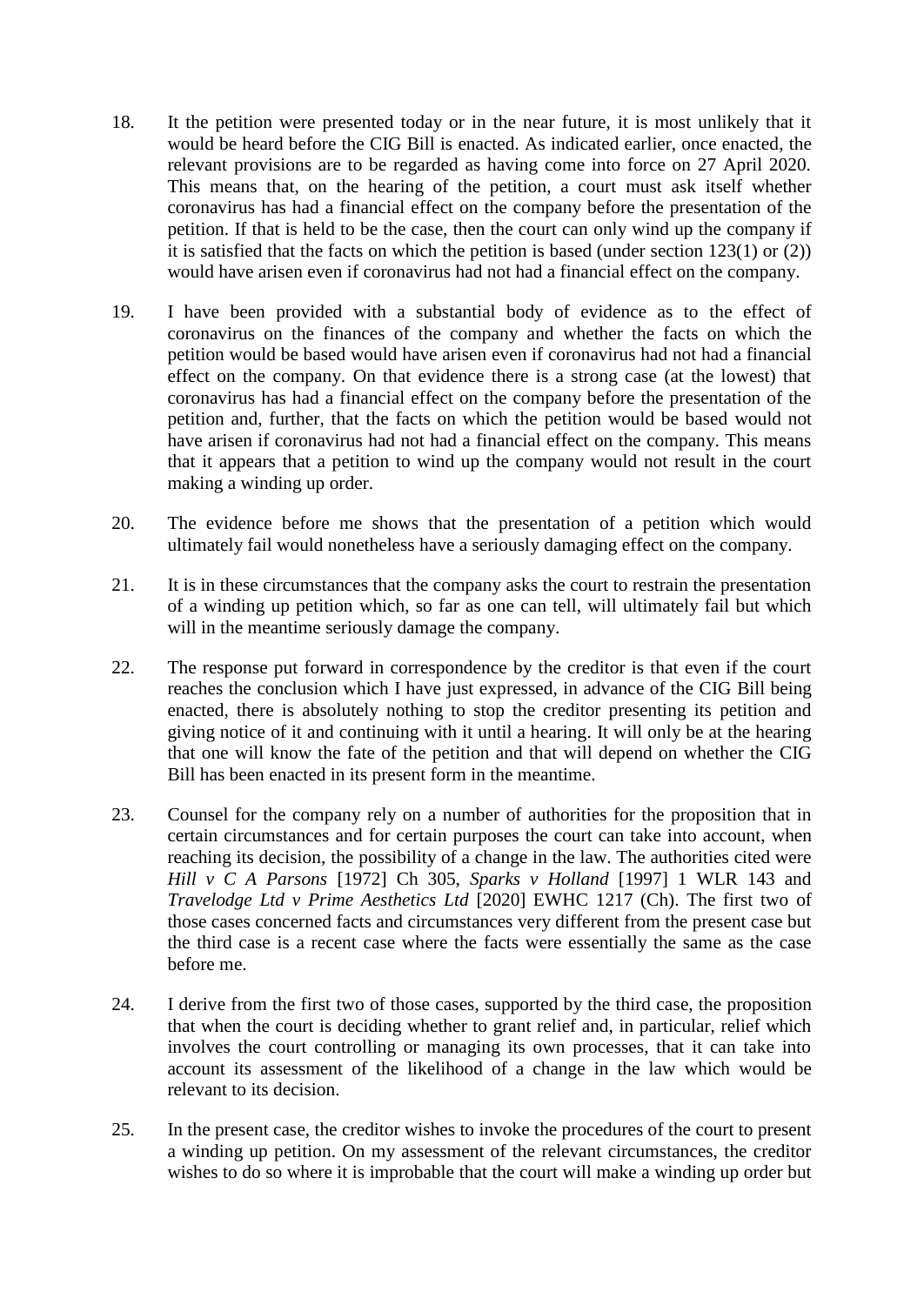18. It the petition were presented today or in the near future, it is most unlikely that it would be heard before the CIG Bill is enacted. As indicated earlier, once enacted, the relevant provisions are to be regarded as having come into force on 27 April 2020. This means that, on the hearing of the petition, a court must ask itself whether coronavirus has had a financial effect on the company before the presentation of the petition. If that is held to be the case, then the court can only wind up the company if it is satisfied that the facts on which the petition is based (under section 123(1) or (2)) would have arisen even if coronavirus had not had a financial effect on the company.

19. I have been provided with a substantial body of evidence as to the effect of coronavirus on the finances of the company and whether the facts on which the petition would be based would have arisen even if coronavirus had not had a financial effect on the company. On that evidence there is a strong case (at the lowest) that coronavirus has had a financial effect on the company before the presentation of the petition and, further, that the facts on which the petition would be based would not have arisen if coronavirus had not had a financial effect on the company. This means that it appears that a petition to wind up the company would not result in the court making a winding up order.

20. The evidence before me shows that the presentation of a petition which would ultimately fail would nonetheless have a seriously damaging effect on the company.

21. It is in these circumstances that the company asks the court to restrain the presentation of a winding up petition which, so far as one can tell, will ultimately fail but which will in the meantime seriously damage the company.

22. The response put forward in correspondence by the creditor is that even if the court reaches the conclusion which I have just expressed, in advance of the CIG Bill being enacted, there is absolutely nothing to stop the creditor presenting its petition and giving notice of it and continuing with it until a hearing. It will only be at the hearing that one will know the fate of the petition and that will depend on whether the CIG Bill has been enacted in its present form in the meantime.

23. Counsel for the company rely on a number of authorities for the proposition that in certain circumstances and for certain purposes the court can take into account, when reaching its decision, the possibility of a change in the law. The authorities cited were *Hill v C A Parsons* [1972] Ch 305, *Sparks v Holland* [1997] 1 WLR 143 and *Travelodge Ltd v Prime Aesthetics Ltd* [2020] EWHC 1217 (Ch). The first two of those cases concerned facts and circumstances very different from the present case but the third case is a recent case where the facts were essentially the same as the case before me.

24. I derive from the first two of those cases, supported by the third case, the proposition that when the court is deciding whether to grant relief and, in particular, relief which involves the court controlling or managing its own processes, that it can take into account its assessment of the likelihood of a change in the law which would be relevant to its decision.

25. In the present case, the creditor wishes to invoke the procedures of the court to present a winding up petition. On my assessment of the relevant circumstances, the creditor wishes to do so where it is improbable that the court will make a winding up order but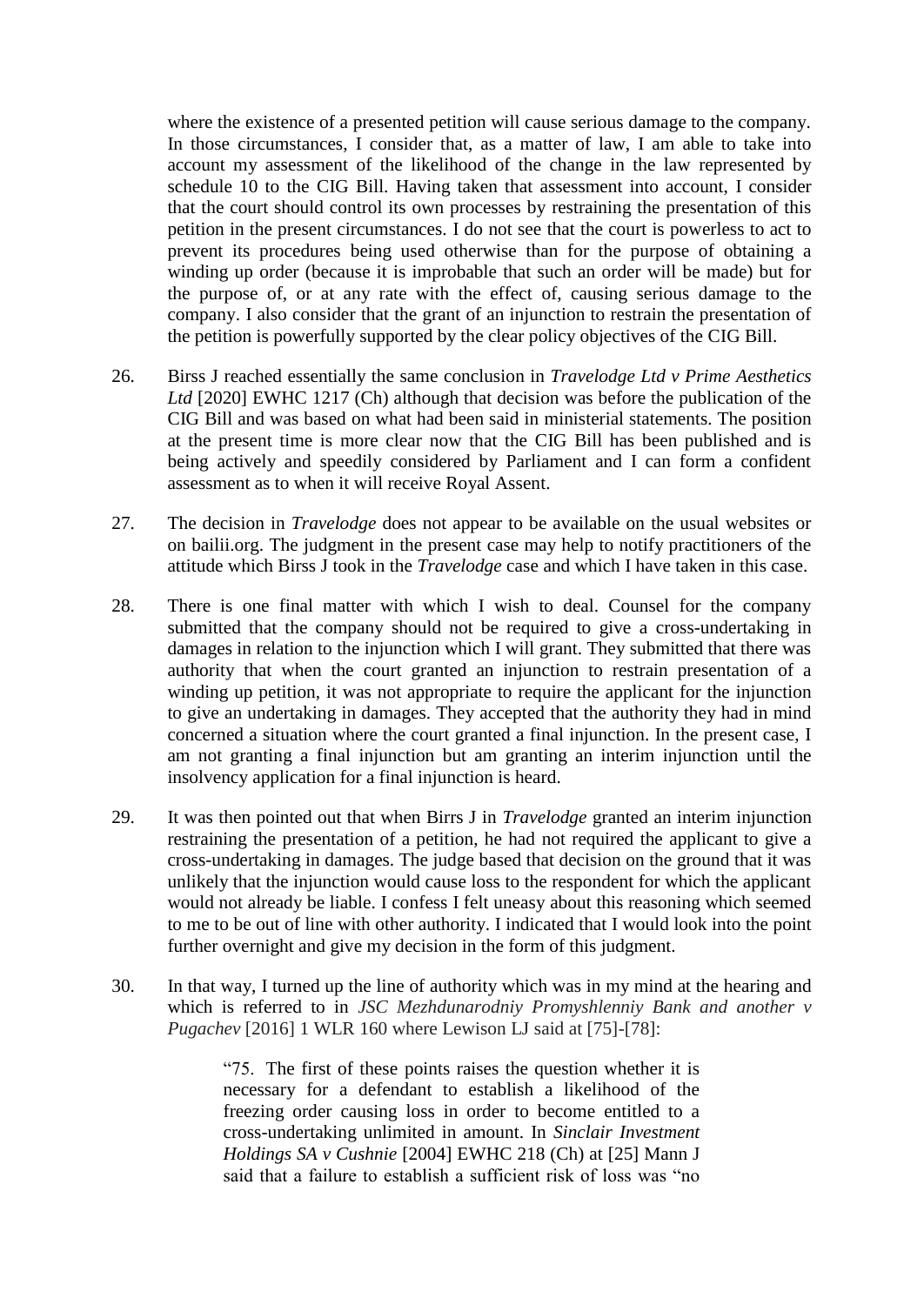where the existence of a presented petition will cause serious damage to the company. In those circumstances, I consider that, as a matter of law, I am able to take into account my assessment of the likelihood of the change in the law represented by schedule 10 to the CIG Bill. Having taken that assessment into account, I consider that the court should control its own processes by restraining the presentation of this petition in the present circumstances. I do not see that the court is powerless to act to prevent its procedures being used otherwise than for the purpose of obtaining a winding up order (because it is improbable that such an order will be made) but for the purpose of, or at any rate with the effect of, causing serious damage to the company. I also consider that the grant of an injunction to restrain the presentation of the petition is powerfully supported by the clear policy objectives of the CIG Bill.

26. Birss J reached essentially the same conclusion in *Travelodge Ltd v Prime Aesthetics Ltd* [2020] EWHC 1217 (Ch) although that decision was before the publication of the CIG Bill and was based on what had been said in ministerial statements. The position at the present time is more clear now that the CIG Bill has been published and is being actively and speedily considered by Parliament and I can form a confident assessment as to when it will receive Royal Assent.

27. The decision in *Travelodge* does not appear to be available on the usual websites or on bailii.org. The judgment in the present case may help to notify practitioners of the attitude which Birss J took in the *Travelodge* case and which I have taken in this case.

28. There is one final matter with which I wish to deal. Counsel for the company submitted that the company should not be required to give a cross-undertaking in damages in relation to the injunction which I will grant. They submitted that there was authority that when the court granted an injunction to restrain presentation of a winding up petition, it was not appropriate to require the applicant for the injunction to give an undertaking in damages. They accepted that the authority they had in mind concerned a situation where the court granted a final injunction. In the present case, I am not granting a final injunction but am granting an interim injunction until the insolvency application for a final injunction is heard.

29. It was then pointed out that when Birrs J in *Travelodge* granted an interim injunction restraining the presentation of a petition, he had not required the applicant to give a cross-undertaking in damages. The judge based that decision on the ground that it was unlikely that the injunction would cause loss to the respondent for which the applicant would not already be liable. I confess I felt uneasy about this reasoning which seemed to me to be out of line with other authority. I indicated that I would look into the point further overnight and give my decision in the form of this judgment.

30. In that way, I turned up the line of authority which was in my mind at the hearing and which is referred to in *JSC Mezhdunarodniy Promyshlenniy Bank and another v Pugachev* [2016] 1 WLR 160 where Lewison LJ said at [75]-[78]:

> "75. The first of these points raises the question whether it is necessary for a defendant to establish a likelihood of the freezing order causing loss in order to become entitled to a cross-undertaking unlimited in amount. In *Sinclair Investment Holdings SA v Cushnie* [2004] EWHC 218 (Ch) at [25] Mann J said that a failure to establish a sufficient risk of loss was "no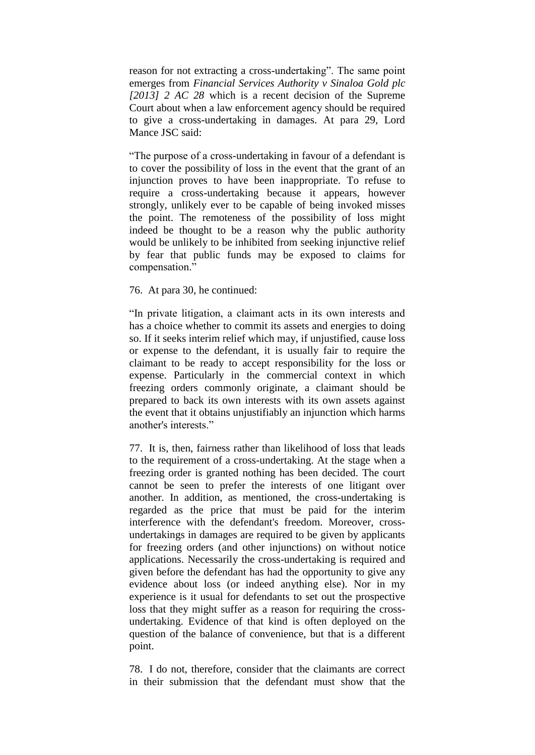reason for not extracting a cross-undertaking". The same point emerges from *Financial Services Authority v Sinaloa Gold plc [2013] 2 AC 28* which is a recent decision of the Supreme Court about when a law enforcement agency should be required to give a cross-undertaking in damages. At para 29, Lord Mance JSC said:

"The purpose of a cross-undertaking in favour of a defendant is to cover the possibility of loss in the event that the grant of an injunction proves to have been inappropriate. To refuse to require a cross-undertaking because it appears, however strongly, unlikely ever to be capable of being invoked misses the point. The remoteness of the possibility of loss might indeed be thought to be a reason why the public authority would be unlikely to be inhibited from seeking injunctive relief by fear that public funds may be exposed to claims for compensation."

76. At para 30, he continued:

"In private litigation, a claimant acts in its own interests and has a choice whether to commit its assets and energies to doing so. If it seeks interim relief which may, if unjustified, cause loss or expense to the defendant, it is usually fair to require the claimant to be ready to accept responsibility for the loss or expense. Particularly in the commercial context in which freezing orders commonly originate, a claimant should be prepared to back its own interests with its own assets against the event that it obtains unjustifiably an injunction which harms another's interests."

77. It is, then, fairness rather than likelihood of loss that leads to the requirement of a cross-undertaking. At the stage when a freezing order is granted nothing has been decided. The court cannot be seen to prefer the interests of one litigant over another. In addition, as mentioned, the cross-undertaking is regarded as the price that must be paid for the interim interference with the defendant's freedom. Moreover, cross-undertakings in damages are required to be given by applicants for freezing orders (and other injunctions) on without notice applications. Necessarily the cross-undertaking is required and given before the defendant has had the opportunity to give any evidence about loss (or indeed anything else). Nor in my experience is it usual for defendants to set out the prospective loss that they might suffer as a reason for requiring the cross-undertaking. Evidence of that kind is often deployed on the question of the balance of convenience, but that is a different point.

78. I do not, therefore, consider that the claimants are correct in their submission that the defendant must show that the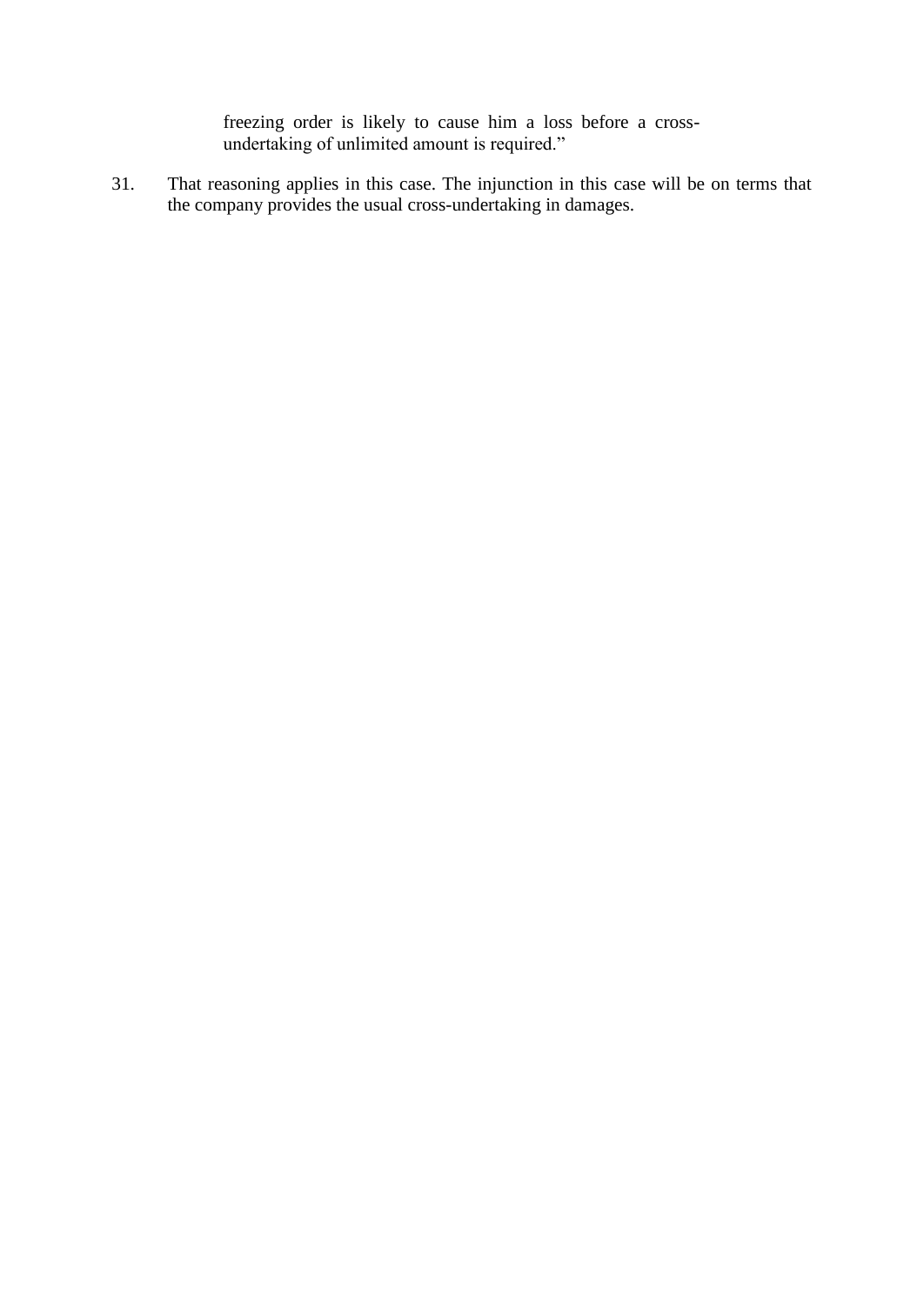> freezing order is likely to cause him a loss before a cross-undertaking of unlimited amount is required."

31. That reasoning applies in this case. The injunction in this case will be on terms that the company provides the usual cross-undertaking in damages.